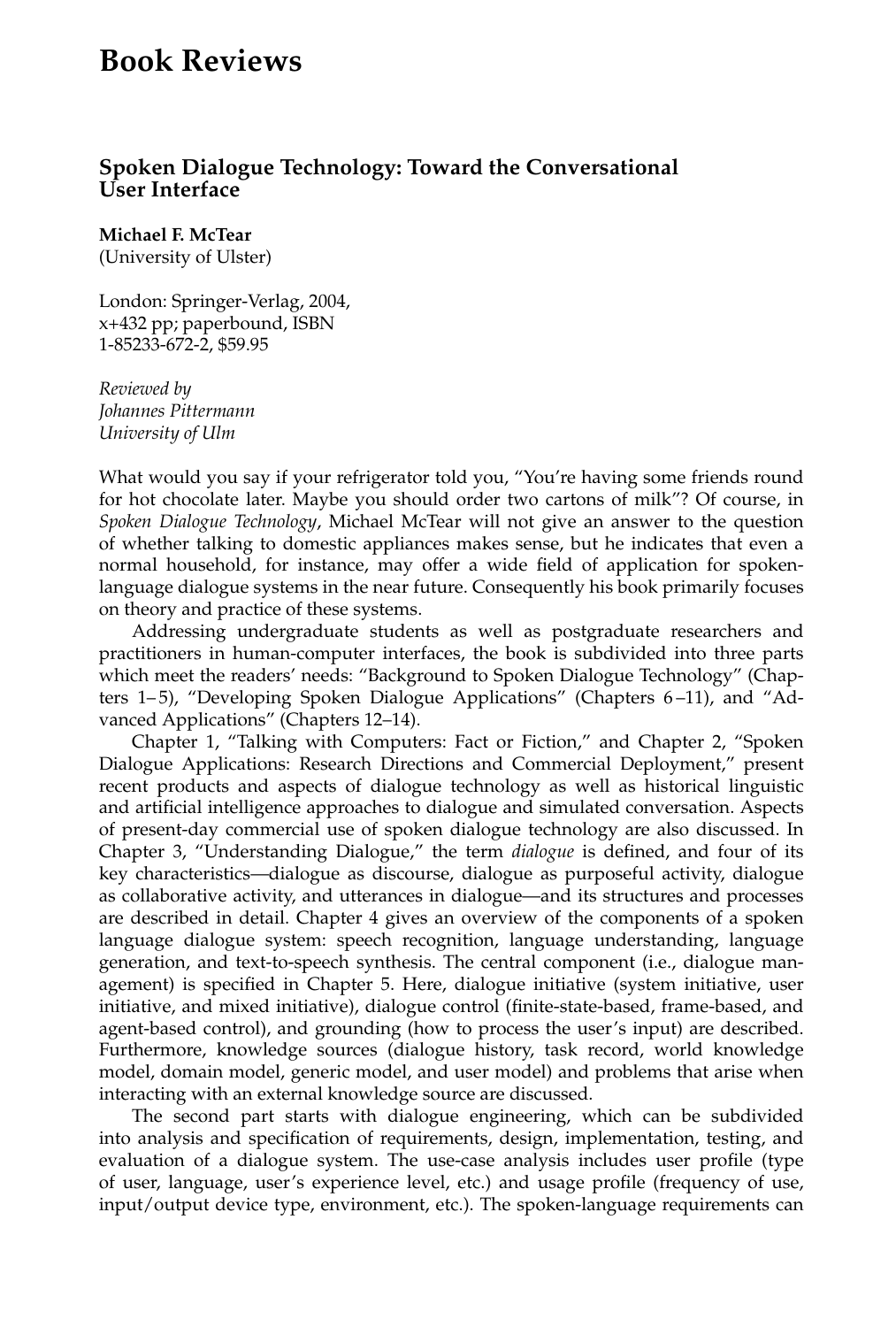# Book Reviews

## Spoken Dialogue Technology: Toward the Conversational User Interface

**Michael F. McTear**
(University of Ulster)

London: Springer-Verlag, 2004,
x+432 pp; paperbound, ISBN
1-85233-672-2, $59.95

*Reviewed by*
*Johannes Pittermann*
*University of Ulm*

What would you say if your refrigerator told you, "You're having some friends round for hot chocolate later. Maybe you should order two cartons of milk"? Of course, in *Spoken Dialogue Technology*, Michael McTear will not give an answer to the question of whether talking to domestic appliances makes sense, but he indicates that even a normal household, for instance, may offer a wide field of application for spoken-language dialogue systems in the near future. Consequently his book primarily focuses on theory and practice of these systems.

Addressing undergraduate students as well as postgraduate researchers and practitioners in human-computer interfaces, the book is subdivided into three parts which meet the readers' needs: "Background to Spoken Dialogue Technology" (Chapters 1–5), "Developing Spoken Dialogue Applications" (Chapters 6–11), and "Advanced Applications" (Chapters 12–14).

Chapter 1, "Talking with Computers: Fact or Fiction," and Chapter 2, "Spoken Dialogue Applications: Research Directions and Commercial Deployment," present recent products and aspects of dialogue technology as well as historical linguistic and artificial intelligence approaches to dialogue and simulated conversation. Aspects of present-day commercial use of spoken dialogue technology are also discussed. In Chapter 3, "Understanding Dialogue," the term *dialogue* is defined, and four of its key characteristics—dialogue as discourse, dialogue as purposeful activity, dialogue as collaborative activity, and utterances in dialogue—and its structures and processes are described in detail. Chapter 4 gives an overview of the components of a spoken language dialogue system: speech recognition, language understanding, language generation, and text-to-speech synthesis. The central component (i.e., dialogue management) is specified in Chapter 5. Here, dialogue initiative (system initiative, user initiative, and mixed initiative), dialogue control (finite-state-based, frame-based, and agent-based control), and grounding (how to process the user's input) are described. Furthermore, knowledge sources (dialogue history, task record, world knowledge model, domain model, generic model, and user model) and problems that arise when interacting with an external knowledge source are discussed.

The second part starts with dialogue engineering, which can be subdivided into analysis and specification of requirements, design, implementation, testing, and evaluation of a dialogue system. The use-case analysis includes user profile (type of user, language, user's experience level, etc.) and usage profile (frequency of use, input/output device type, environment, etc.). The spoken-language requirements can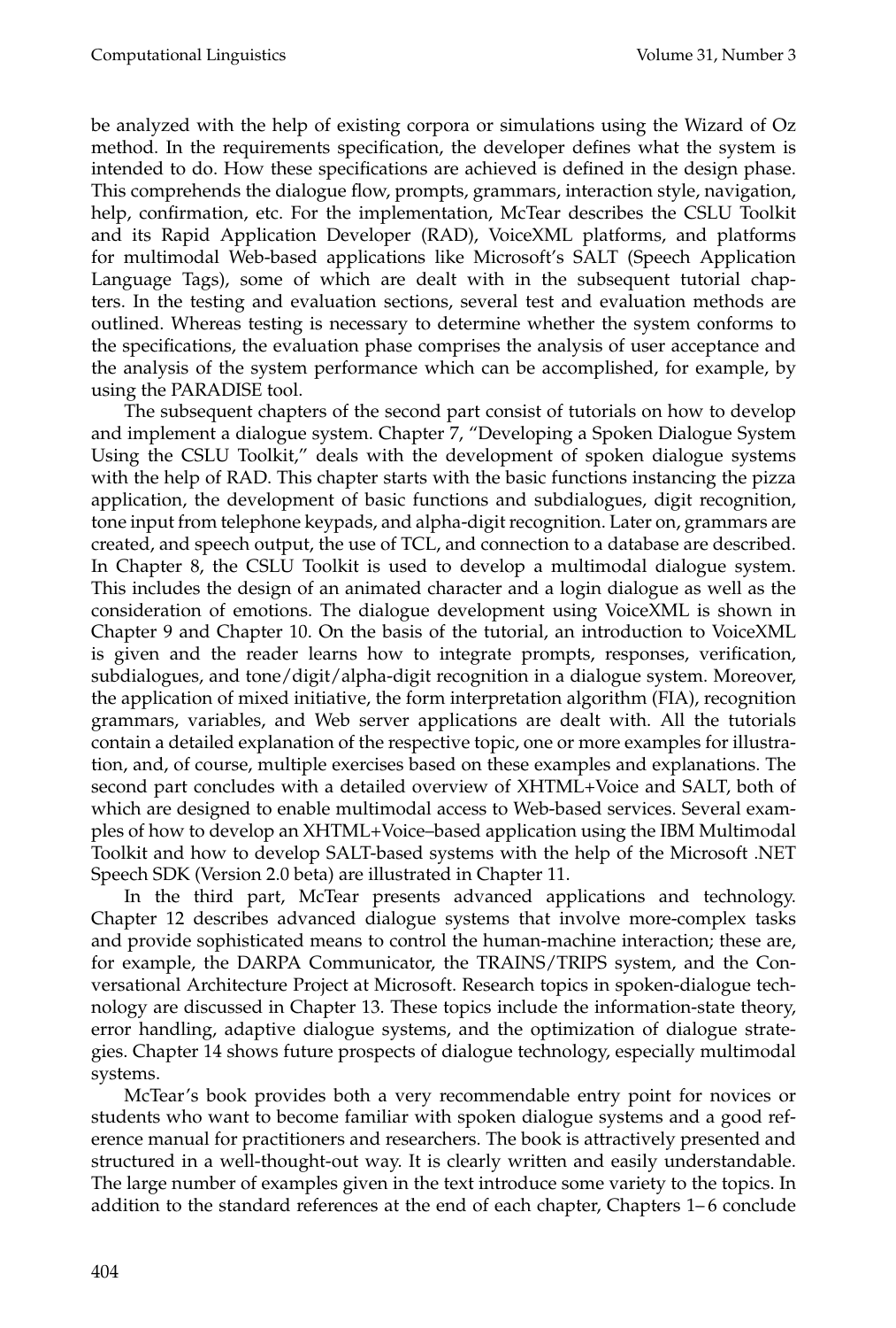be analyzed with the help of existing corpora or simulations using the Wizard of Oz method. In the requirements specification, the developer defines what the system is intended to do. How these specifications are achieved is defined in the design phase. This comprehends the dialogue flow, prompts, grammars, interaction style, navigation, help, confirmation, etc. For the implementation, McTear describes the CSLU Toolkit and its Rapid Application Developer (RAD), VoiceXML platforms, and platforms for multimodal Web-based applications like Microsoft's SALT (Speech Application Language Tags), some of which are dealt with in the subsequent tutorial chapters. In the testing and evaluation sections, several test and evaluation methods are outlined. Whereas testing is necessary to determine whether the system conforms to the specifications, the evaluation phase comprises the analysis of user acceptance and the analysis of the system performance which can be accomplished, for example, by using the PARADISE tool.

The subsequent chapters of the second part consist of tutorials on how to develop and implement a dialogue system. Chapter 7, "Developing a Spoken Dialogue System Using the CSLU Toolkit," deals with the development of spoken dialogue systems with the help of RAD. This chapter starts with the basic functions instancing the pizza application, the development of basic functions and subdialogues, digit recognition, tone input from telephone keypads, and alpha-digit recognition. Later on, grammars are created, and speech output, the use of TCL, and connection to a database are described. In Chapter 8, the CSLU Toolkit is used to develop a multimodal dialogue system. This includes the design of an animated character and a login dialogue as well as the consideration of emotions. The dialogue development using VoiceXML is shown in Chapter 9 and Chapter 10. On the basis of the tutorial, an introduction to VoiceXML is given and the reader learns how to integrate prompts, responses, verification, subdialogues, and tone/digit/alpha-digit recognition in a dialogue system. Moreover, the application of mixed initiative, the form interpretation algorithm (FIA), recognition grammars, variables, and Web server applications are dealt with. All the tutorials contain a detailed explanation of the respective topic, one or more examples for illustration, and, of course, multiple exercises based on these examples and explanations. The second part concludes with a detailed overview of XHTML+Voice and SALT, both of which are designed to enable multimodal access to Web-based services. Several examples of how to develop an XHTML+Voice–based application using the IBM Multimodal Toolkit and how to develop SALT-based systems with the help of the Microsoft .NET Speech SDK (Version 2.0 beta) are illustrated in Chapter 11.

In the third part, McTear presents advanced applications and technology. Chapter 12 describes advanced dialogue systems that involve more-complex tasks and provide sophisticated means to control the human-machine interaction; these are, for example, the DARPA Communicator, the TRAINS/TRIPS system, and the Conversational Architecture Project at Microsoft. Research topics in spoken-dialogue technology are discussed in Chapter 13. These topics include the information-state theory, error handling, adaptive dialogue systems, and the optimization of dialogue strategies. Chapter 14 shows future prospects of dialogue technology, especially multimodal systems.

McTear's book provides both a very recommendable entry point for novices or students who want to become familiar with spoken dialogue systems and a good reference manual for practitioners and researchers. The book is attractively presented and structured in a well-thought-out way. It is clearly written and easily understandable. The large number of examples given in the text introduce some variety to the topics. In addition to the standard references at the end of each chapter, Chapters 1–6 conclude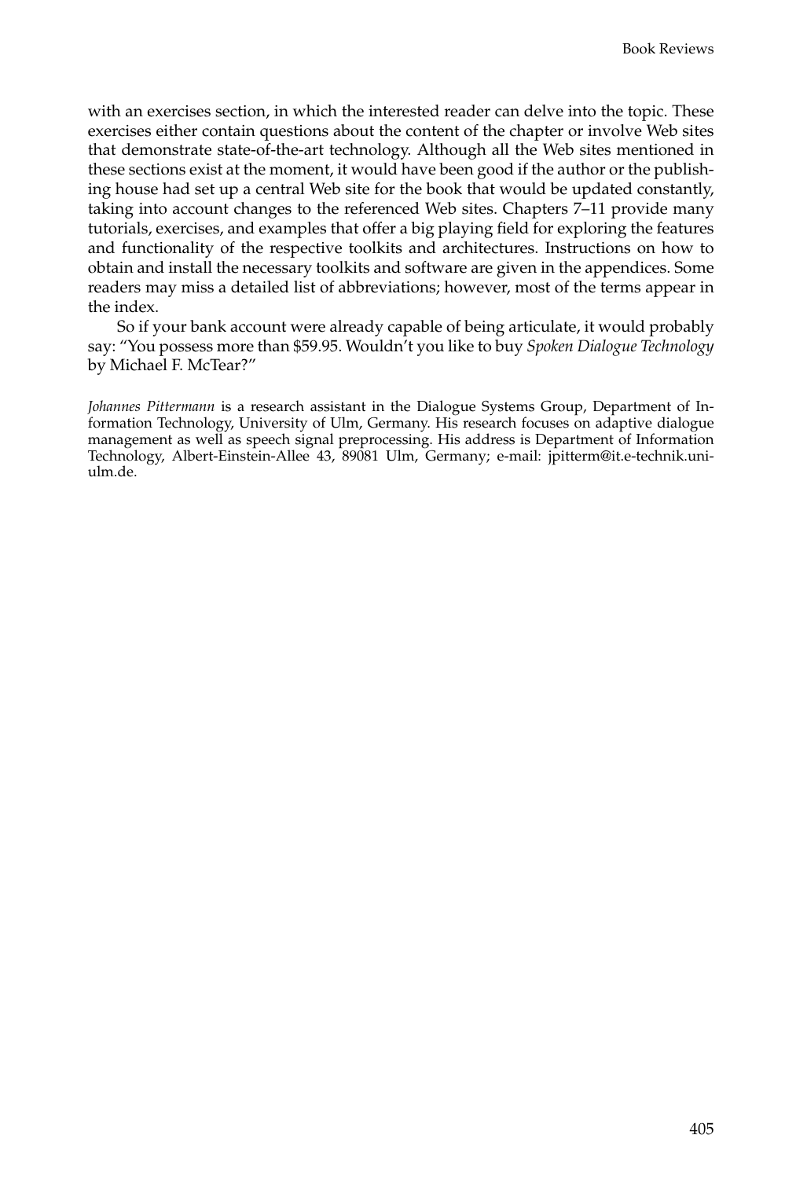with an exercises section, in which the interested reader can delve into the topic. These exercises either contain questions about the content of the chapter or involve Web sites that demonstrate state-of-the-art technology. Although all the Web sites mentioned in these sections exist at the moment, it would have been good if the author or the publishing house had set up a central Web site for the book that would be updated constantly, taking into account changes to the referenced Web sites. Chapters 7–11 provide many tutorials, exercises, and examples that offer a big playing field for exploring the features and functionality of the respective toolkits and architectures. Instructions on how to obtain and install the necessary toolkits and software are given in the appendices. Some readers may miss a detailed list of abbreviations; however, most of the terms appear in the index.

So if your bank account were already capable of being articulate, it would probably say: "You possess more than $59.95. Wouldn't you like to buy *Spoken Dialogue Technology* by Michael F. McTear?"

*Johannes Pittermann* is a research assistant in the Dialogue Systems Group, Department of Information Technology, University of Ulm, Germany. His research focuses on adaptive dialogue management as well as speech signal preprocessing. His address is Department of Information Technology, Albert-Einstein-Allee 43, 89081 Ulm, Germany; e-mail: jpitterm@it.e-technik.uni-ulm.de.